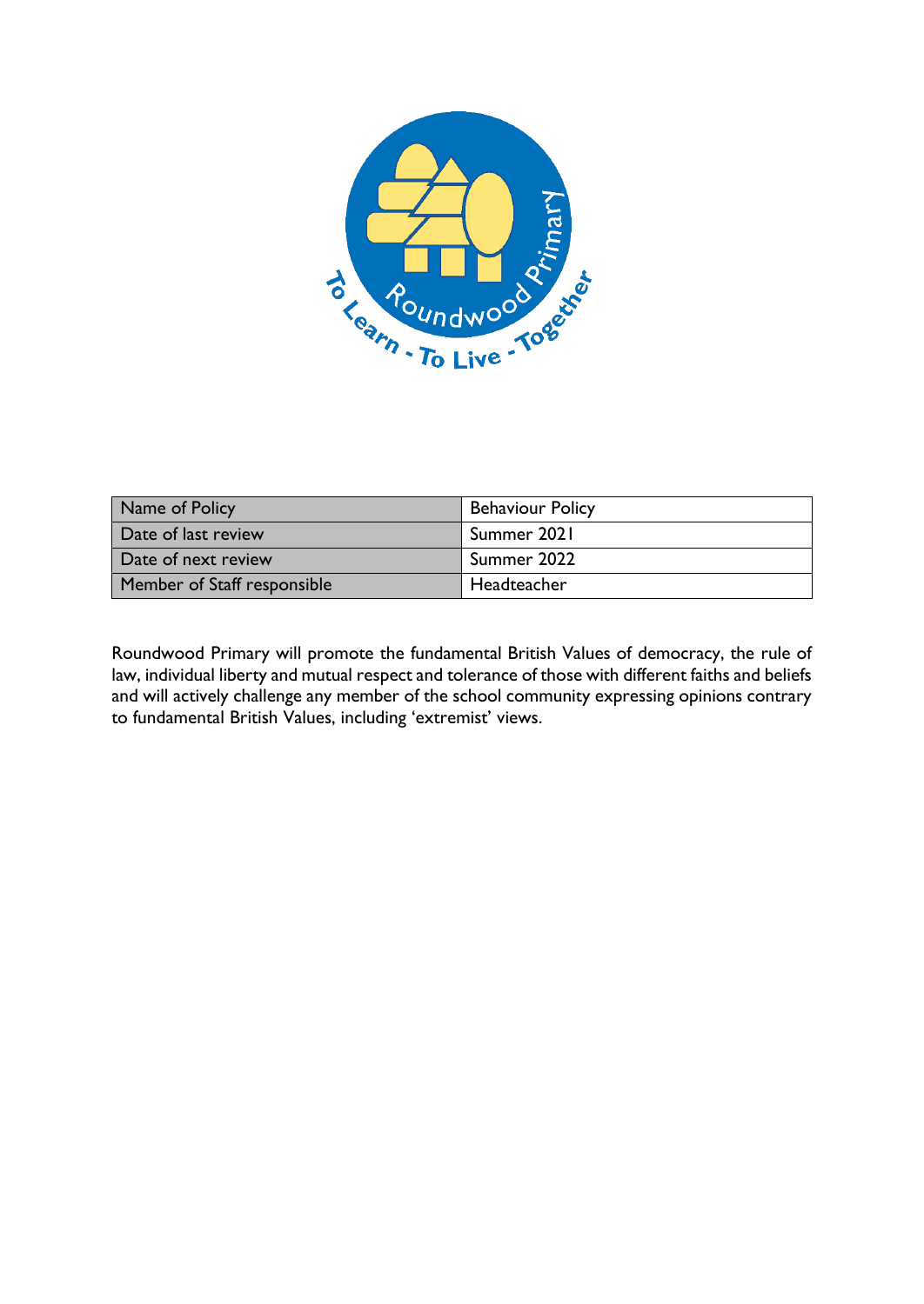| Name of Policy | Behaviour Policy |
| --- | --- |
| Date of last review | Summer 2021 |
| Date of next review | Summer 2022 |
| Member of Staff responsible | Headteacher |

Roundwood Primary will promote the fundamental British Values of democracy, the rule of law, individual liberty and mutual respect and tolerance of those with different faiths and beliefs and will actively challenge any member of the school community expressing opinions contrary to fundamental British Values, including 'extremist' views.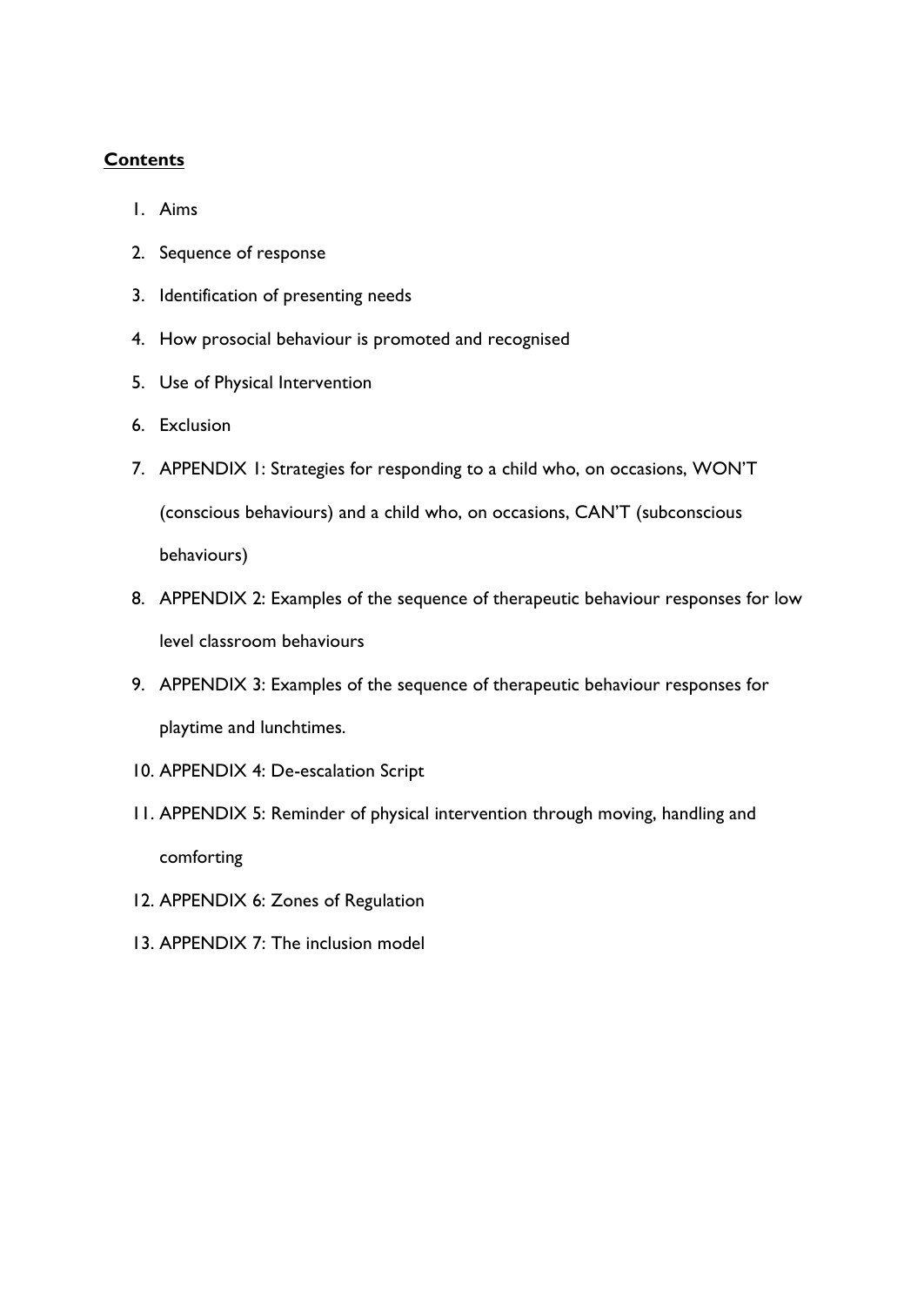**<u>Contents</u>**

1. Aims
2. Sequence of response
3. Identification of presenting needs
4. How prosocial behaviour is promoted and recognised
5. Use of Physical Intervention
6. Exclusion
7. APPENDIX 1: Strategies for responding to a child who, on occasions, WON'T (conscious behaviours) and a child who, on occasions, CAN'T (subconscious behaviours)
8. APPENDIX 2: Examples of the sequence of therapeutic behaviour responses for low level classroom behaviours
9. APPENDIX 3: Examples of the sequence of therapeutic behaviour responses for playtime and lunchtimes.
10. APPENDIX 4: De-escalation Script
11. APPENDIX 5: Reminder of physical intervention through moving, handling and comforting
12. APPENDIX 6: Zones of Regulation
13. APPENDIX 7: The inclusion model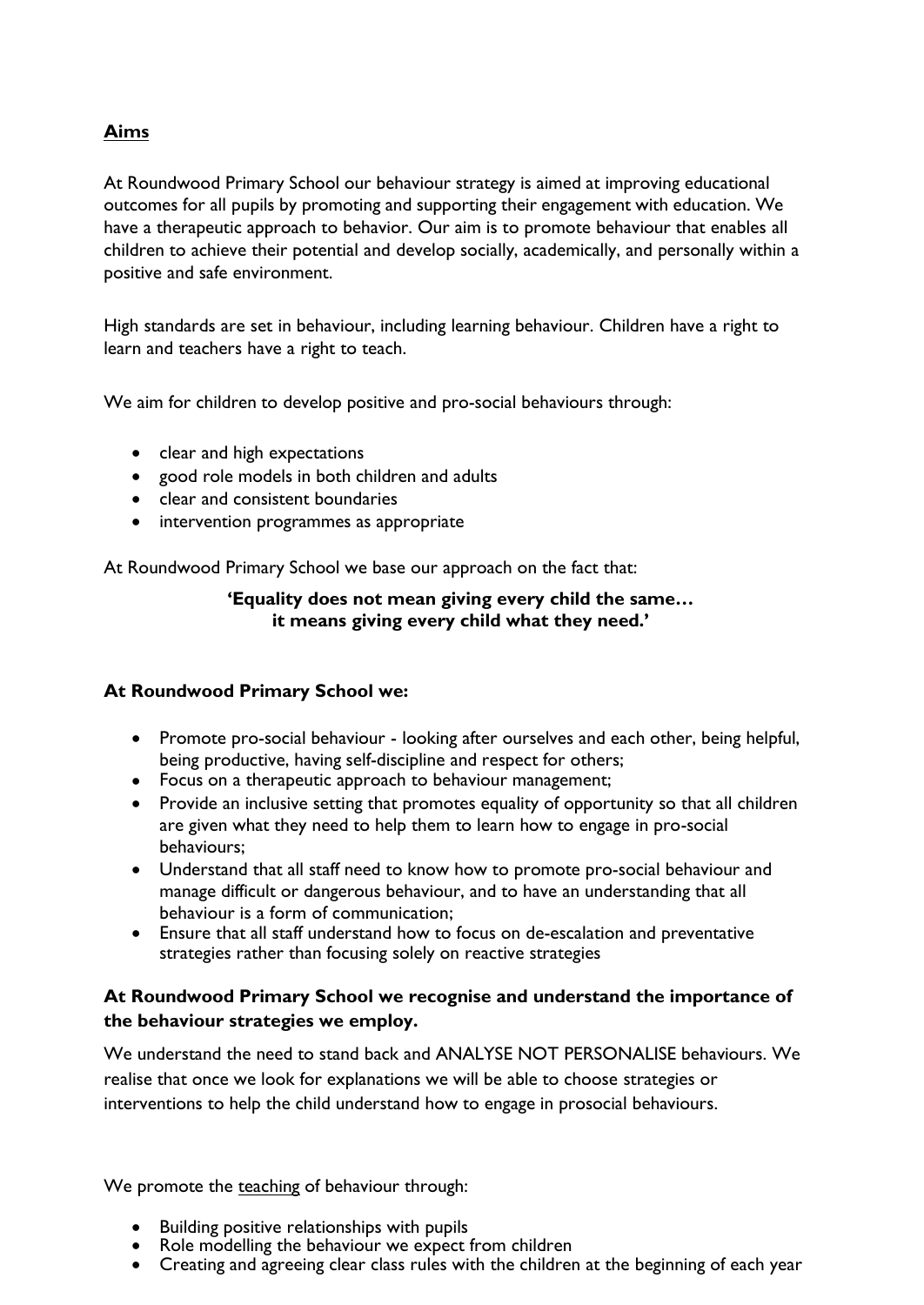## Aims

At Roundwood Primary School our behaviour strategy is aimed at improving educational outcomes for all pupils by promoting and supporting their engagement with education. We have a therapeutic approach to behavior. Our aim is to promote behaviour that enables all children to achieve their potential and develop socially, academically, and personally within a positive and safe environment.

High standards are set in behaviour, including learning behaviour. Children have a right to learn and teachers have a right to teach.

We aim for children to develop positive and pro-social behaviours through:

- clear and high expectations
- good role models in both children and adults
- clear and consistent boundaries
- intervention programmes as appropriate

At Roundwood Primary School we base our approach on the fact that:

**'Equality does not mean giving every child the same… it means giving every child what they need.'**

### At Roundwood Primary School we:

- Promote pro-social behaviour - looking after ourselves and each other, being helpful, being productive, having self-discipline and respect for others;
- Focus on a therapeutic approach to behaviour management;
- Provide an inclusive setting that promotes equality of opportunity so that all children are given what they need to help them to learn how to engage in pro-social behaviours;
- Understand that all staff need to know how to promote pro-social behaviour and manage difficult or dangerous behaviour, and to have an understanding that all behaviour is a form of communication;
- Ensure that all staff understand how to focus on de-escalation and preventative strategies rather than focusing solely on reactive strategies

### At Roundwood Primary School we recognise and understand the importance of the behaviour strategies we employ.

We understand the need to stand back and ANALYSE NOT PERSONALISE behaviours. We realise that once we look for explanations we will be able to choose strategies or interventions to help the child understand how to engage in prosocial behaviours.

We promote the teaching of behaviour through:

- Building positive relationships with pupils
- Role modelling the behaviour we expect from children
- Creating and agreeing clear class rules with the children at the beginning of each year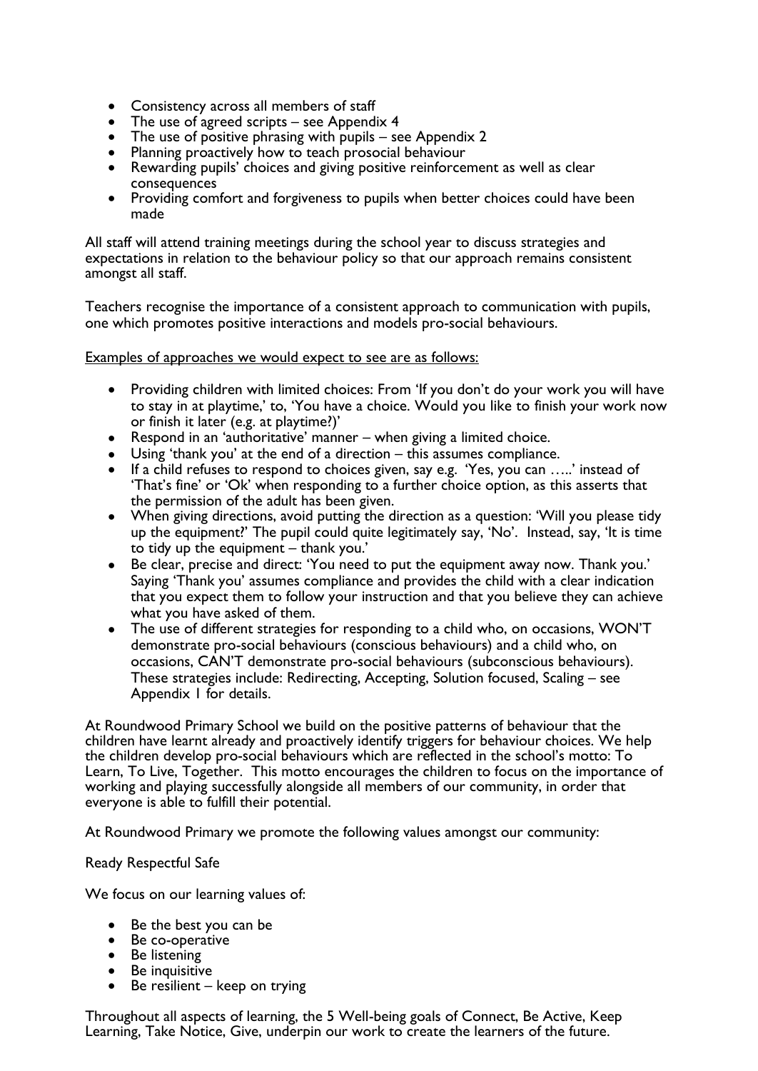- Consistency across all members of staff
- The use of agreed scripts – see Appendix 4
- The use of positive phrasing with pupils – see Appendix 2
- Planning proactively how to teach prosocial behaviour
- Rewarding pupils' choices and giving positive reinforcement as well as clear consequences
- Providing comfort and forgiveness to pupils when better choices could have been made

All staff will attend training meetings during the school year to discuss strategies and expectations in relation to the behaviour policy so that our approach remains consistent amongst all staff.

Teachers recognise the importance of a consistent approach to communication with pupils, one which promotes positive interactions and models pro-social behaviours.

<u>Examples of approaches we would expect to see are as follows:</u>

- Providing children with limited choices: From 'If you don't do your work you will have to stay in at playtime,' to, 'You have a choice. Would you like to finish your work now or finish it later (e.g. at playtime?)'
- Respond in an 'authoritative' manner – when giving a limited choice.
- Using 'thank you' at the end of a direction – this assumes compliance.
- If a child refuses to respond to choices given, say e.g. 'Yes, you can …..' instead of 'That's fine' or 'Ok' when responding to a further choice option, as this asserts that the permission of the adult has been given.
- When giving directions, avoid putting the direction as a question: 'Will you please tidy up the equipment?' The pupil could quite legitimately say, 'No'. Instead, say, 'It is time to tidy up the equipment – thank you.'
- Be clear, precise and direct: 'You need to put the equipment away now. Thank you.' Saying 'Thank you' assumes compliance and provides the child with a clear indication that you expect them to follow your instruction and that you believe they can achieve what you have asked of them.
- The use of different strategies for responding to a child who, on occasions, WON'T demonstrate pro-social behaviours (conscious behaviours) and a child who, on occasions, CAN'T demonstrate pro-social behaviours (subconscious behaviours). These strategies include: Redirecting, Accepting, Solution focused, Scaling – see Appendix 1 for details.

At Roundwood Primary School we build on the positive patterns of behaviour that the children have learnt already and proactively identify triggers for behaviour choices. We help the children develop pro-social behaviours which are reflected in the school's motto: To Learn, To Live, Together. This motto encourages the children to focus on the importance of working and playing successfully alongside all members of our community, in order that everyone is able to fulfill their potential.

At Roundwood Primary we promote the following values amongst our community:

Ready Respectful Safe

We focus on our learning values of:

- Be the best you can be
- Be co-operative
- Be listening
- Be inquisitive
- Be resilient – keep on trying

Throughout all aspects of learning, the 5 Well-being goals of Connect, Be Active, Keep Learning, Take Notice, Give, underpin our work to create the learners of the future.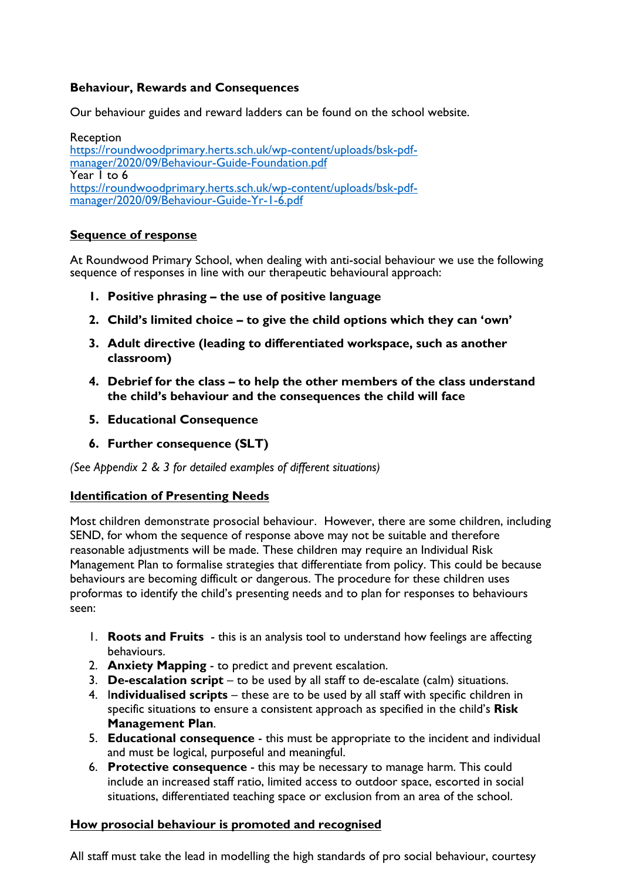**Behaviour, Rewards and Consequences**

Our behaviour guides and reward ladders can be found on the school website.

Reception
[https://roundwoodprimary.herts.sch.uk/wp-content/uploads/bsk-pdf-manager/2020/09/Behaviour-Guide-Foundation.pdf](https://roundwoodprimary.herts.sch.uk/wp-content/uploads/bsk-pdf-manager/2020/09/Behaviour-Guide-Foundation.pdf)
Year 1 to 6
[https://roundwoodprimary.herts.sch.uk/wp-content/uploads/bsk-pdf-manager/2020/09/Behaviour-Guide-Yr-1-6.pdf](https://roundwoodprimary.herts.sch.uk/wp-content/uploads/bsk-pdf-manager/2020/09/Behaviour-Guide-Yr-1-6.pdf)

## Sequence of response

At Roundwood Primary School, when dealing with anti-social behaviour we use the following sequence of responses in line with our therapeutic behavioural approach:

1. **Positive phrasing – the use of positive language**
2. **Child's limited choice – to give the child options which they can 'own'**
3. **Adult directive (leading to differentiated workspace, such as another classroom)**
4. **Debrief for the class – to help the other members of the class understand the child's behaviour and the consequences the child will face**
5. **Educational Consequence**
6. **Further consequence (SLT)**

*(See Appendix 2 & 3 for detailed examples of different situations)*

## Identification of Presenting Needs

Most children demonstrate prosocial behaviour. However, there are some children, including SEND, for whom the sequence of response above may not be suitable and therefore reasonable adjustments will be made. These children may require an Individual Risk Management Plan to formalise strategies that differentiate from policy. This could be because behaviours are becoming difficult or dangerous. The procedure for these children uses proformas to identify the child's presenting needs and to plan for responses to behaviours seen:

1. **Roots and Fruits** - this is an analysis tool to understand how feelings are affecting behaviours.
2. **Anxiety Mapping** - to predict and prevent escalation.
3. **De-escalation script** – to be used by all staff to de-escalate (calm) situations.
4. I**ndividualised scripts** – these are to be used by all staff with specific children in specific situations to ensure a consistent approach as specified in the child's **Risk Management Plan**.
5. **Educational consequence** - this must be appropriate to the incident and individual and must be logical, purposeful and meaningful.
6. **Protective consequence** - this may be necessary to manage harm. This could include an increased staff ratio, limited access to outdoor space, escorted in social situations, differentiated teaching space or exclusion from an area of the school.

## How prosocial behaviour is promoted and recognised

All staff must take the lead in modelling the high standards of pro social behaviour, courtesy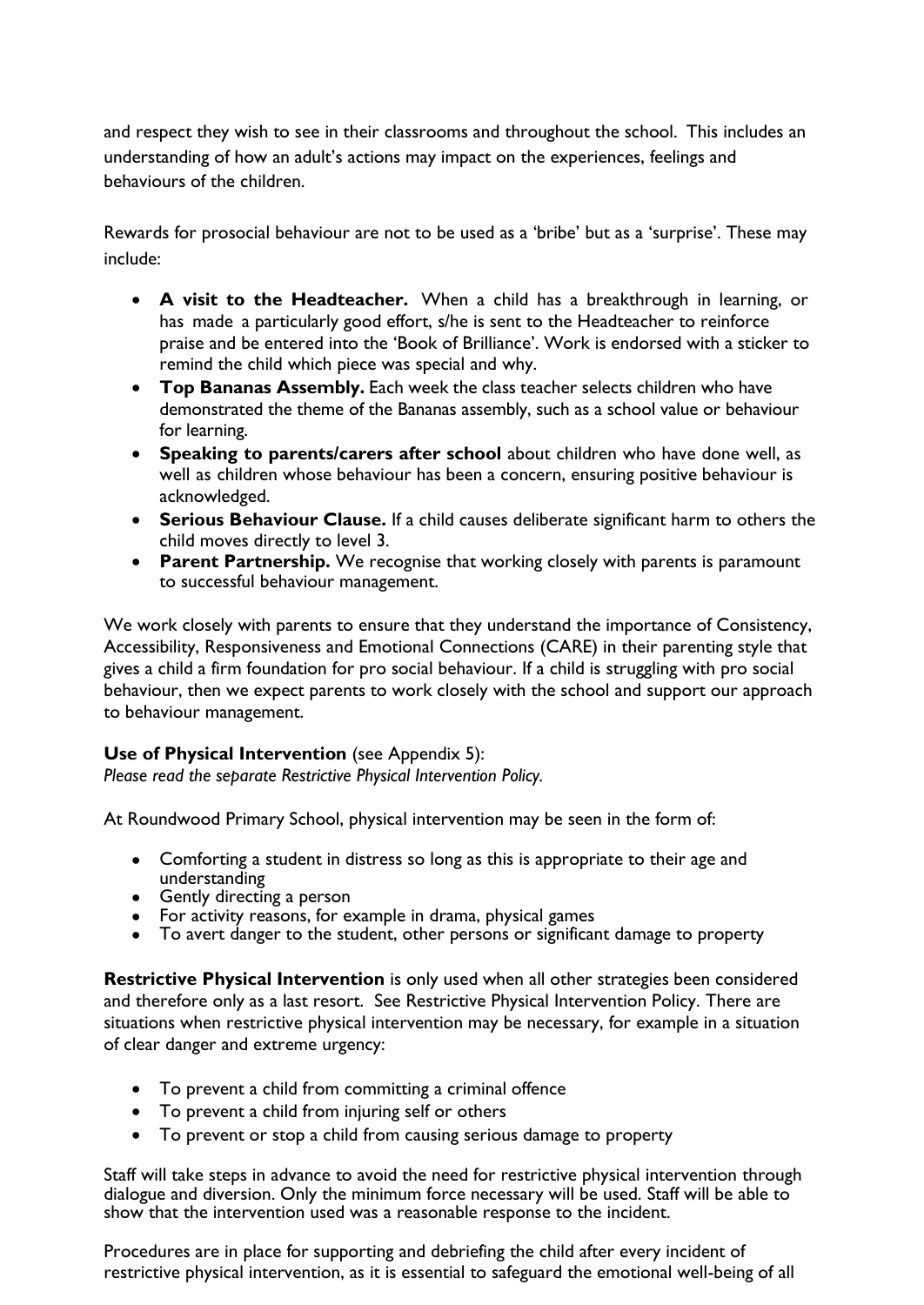and respect they wish to see in their classrooms and throughout the school. This includes an understanding of how an adult's actions may impact on the experiences, feelings and behaviours of the children.

Rewards for prosocial behaviour are not to be used as a 'bribe' but as a 'surprise'. These may include:

- **A visit to the Headteacher.** When a child has a breakthrough in learning, or has made a particularly good effort, s/he is sent to the Headteacher to reinforce praise and be entered into the 'Book of Brilliance'. Work is endorsed with a sticker to remind the child which piece was special and why.
- **Top Bananas Assembly.** Each week the class teacher selects children who have demonstrated the theme of the Bananas assembly, such as a school value or behaviour for learning.
- **Speaking to parents/carers after school** about children who have done well, as well as children whose behaviour has been a concern, ensuring positive behaviour is acknowledged.
- **Serious Behaviour Clause.** If a child causes deliberate significant harm to others the child moves directly to level 3.
- **Parent Partnership.** We recognise that working closely with parents is paramount to successful behaviour management.

We work closely with parents to ensure that they understand the importance of Consistency, Accessibility, Responsiveness and Emotional Connections (CARE) in their parenting style that gives a child a firm foundation for pro social behaviour. If a child is struggling with pro social behaviour, then we expect parents to work closely with the school and support our approach to behaviour management.

**Use of Physical Intervention** (see Appendix 5):
*Please read the separate Restrictive Physical Intervention Policy.*

At Roundwood Primary School, physical intervention may be seen in the form of:

- Comforting a student in distress so long as this is appropriate to their age and understanding
- Gently directing a person
- For activity reasons, for example in drama, physical games
- To avert danger to the student, other persons or significant damage to property

**Restrictive Physical Intervention** is only used when all other strategies been considered and therefore only as a last resort. See Restrictive Physical Intervention Policy. There are situations when restrictive physical intervention may be necessary, for example in a situation of clear danger and extreme urgency:

- To prevent a child from committing a criminal offence
- To prevent a child from injuring self or others
- To prevent or stop a child from causing serious damage to property

Staff will take steps in advance to avoid the need for restrictive physical intervention through dialogue and diversion. Only the minimum force necessary will be used. Staff will be able to show that the intervention used was a reasonable response to the incident.

Procedures are in place for supporting and debriefing the child after every incident of restrictive physical intervention, as it is essential to safeguard the emotional well-being of all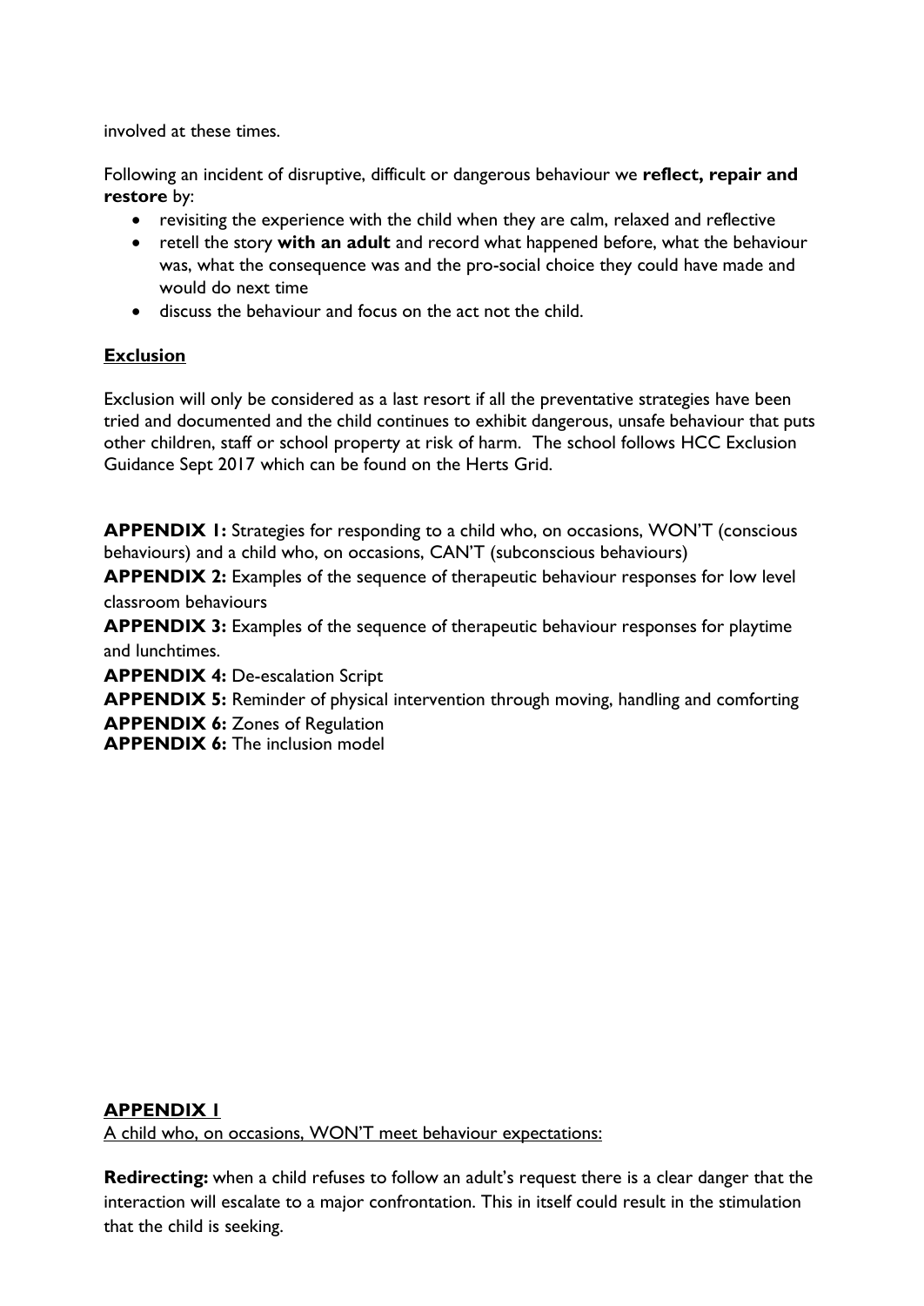involved at these times.

Following an incident of disruptive, difficult or dangerous behaviour we **reflect, repair and restore** by:

- revisiting the experience with the child when they are calm, relaxed and reflective
- retell the story **with an adult** and record what happened before, what the behaviour was, what the consequence was and the pro-social choice they could have made and would do next time
- discuss the behaviour and focus on the act not the child.

**Exclusion**

Exclusion will only be considered as a last resort if all the preventative strategies have been tried and documented and the child continues to exhibit dangerous, unsafe behaviour that puts other children, staff or school property at risk of harm. The school follows HCC Exclusion Guidance Sept 2017 which can be found on the Herts Grid.

**APPENDIX 1:** Strategies for responding to a child who, on occasions, WON'T (conscious behaviours) and a child who, on occasions, CAN'T (subconscious behaviours)

**APPENDIX 2:** Examples of the sequence of therapeutic behaviour responses for low level classroom behaviours

**APPENDIX 3:** Examples of the sequence of therapeutic behaviour responses for playtime and lunchtimes.

**APPENDIX 4:** De-escalation Script

**APPENDIX 5:** Reminder of physical intervention through moving, handling and comforting

**APPENDIX 6:** Zones of Regulation

**APPENDIX 6:** The inclusion model

**APPENDIX 1**

A child who, on occasions, WON'T meet behaviour expectations:

**Redirecting:** when a child refuses to follow an adult's request there is a clear danger that the interaction will escalate to a major confrontation. This in itself could result in the stimulation that the child is seeking.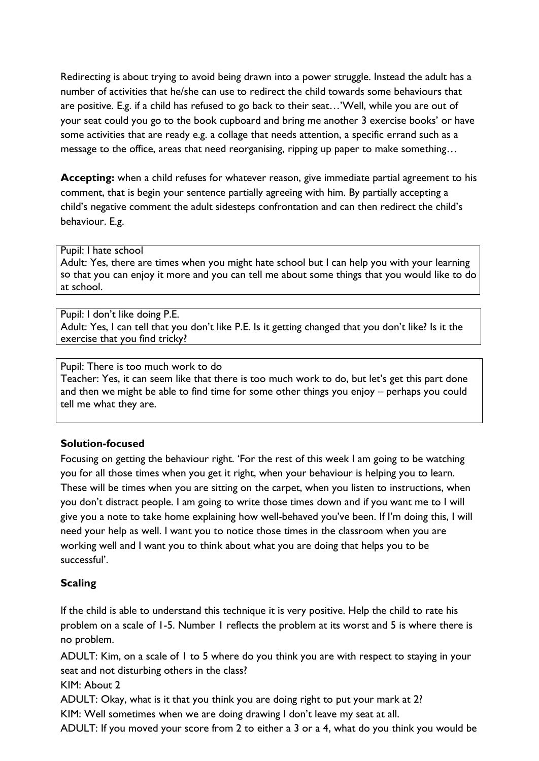Redirecting is about trying to avoid being drawn into a power struggle. Instead the adult has a number of activities that he/she can use to redirect the child towards some behaviours that are positive. E.g. if a child has refused to go back to their seat…'Well, while you are out of your seat could you go to the book cupboard and bring me another 3 exercise books' or have some activities that are ready e.g. a collage that needs attention, a specific errand such as a message to the office, areas that need reorganising, ripping up paper to make something…

**Accepting:** when a child refuses for whatever reason, give immediate partial agreement to his comment, that is begin your sentence partially agreeing with him. By partially accepting a child's negative comment the adult sidesteps confrontation and can then redirect the child's behaviour. E.g.

> Pupil: I hate school
> Adult: Yes, there are times when you might hate school but I can help you with your learning so that you can enjoy it more and you can tell me about some things that you would like to do at school.

> Pupil: I don't like doing P.E.
> Adult: Yes, I can tell that you don't like P.E. Is it getting changed that you don't like? Is it the exercise that you find tricky?

> Pupil: There is too much work to do
> Teacher: Yes, it can seem like that there is too much work to do, but let's get this part done and then we might be able to find time for some other things you enjoy – perhaps you could tell me what they are.

**Solution-focused**

Focusing on getting the behaviour right. 'For the rest of this week I am going to be watching you for all those times when you get it right, when your behaviour is helping you to learn. These will be times when you are sitting on the carpet, when you listen to instructions, when you don't distract people. I am going to write those times down and if you want me to I will give you a note to take home explaining how well-behaved you've been. If I'm doing this, I will need your help as well. I want you to notice those times in the classroom when you are working well and I want you to think about what you are doing that helps you to be successful'.

**Scaling**

If the child is able to understand this technique it is very positive. Help the child to rate his problem on a scale of 1-5. Number 1 reflects the problem at its worst and 5 is where there is no problem.

ADULT: Kim, on a scale of 1 to 5 where do you think you are with respect to staying in your seat and not disturbing others in the class?

KIM: About 2

ADULT: Okay, what is it that you think you are doing right to put your mark at 2?

KIM: Well sometimes when we are doing drawing I don't leave my seat at all.

ADULT: If you moved your score from 2 to either a 3 or a 4, what do you think you would be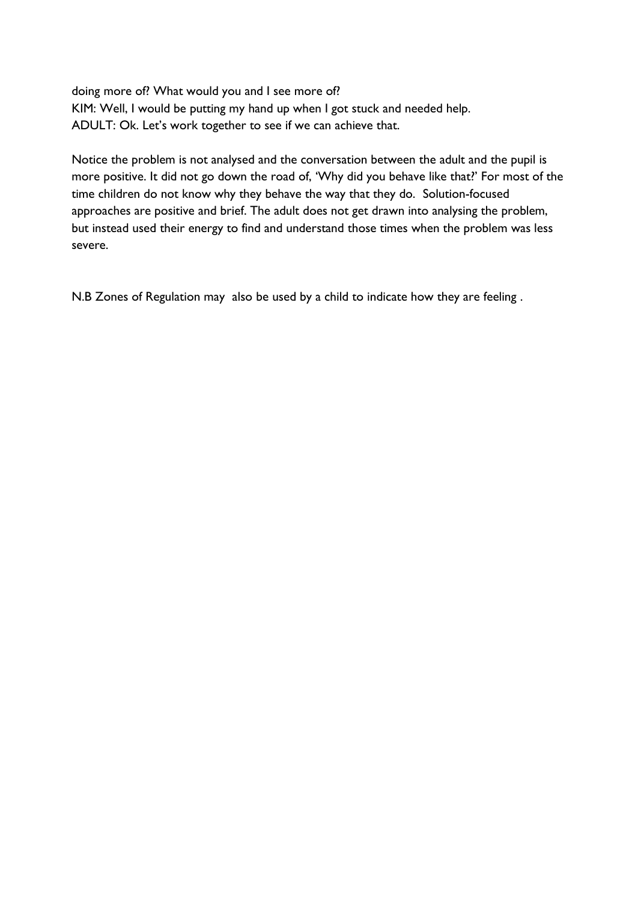doing more of? What would you and I see more of?
KIM: Well, I would be putting my hand up when I got stuck and needed help.
ADULT: Ok. Let's work together to see if we can achieve that.

Notice the problem is not analysed and the conversation between the adult and the pupil is more positive. It did not go down the road of, 'Why did you behave like that?' For most of the time children do not know why they behave the way that they do. Solution-focused approaches are positive and brief. The adult does not get drawn into analysing the problem, but instead used their energy to find and understand those times when the problem was less severe.

N.B Zones of Regulation may also be used by a child to indicate how they are feeling .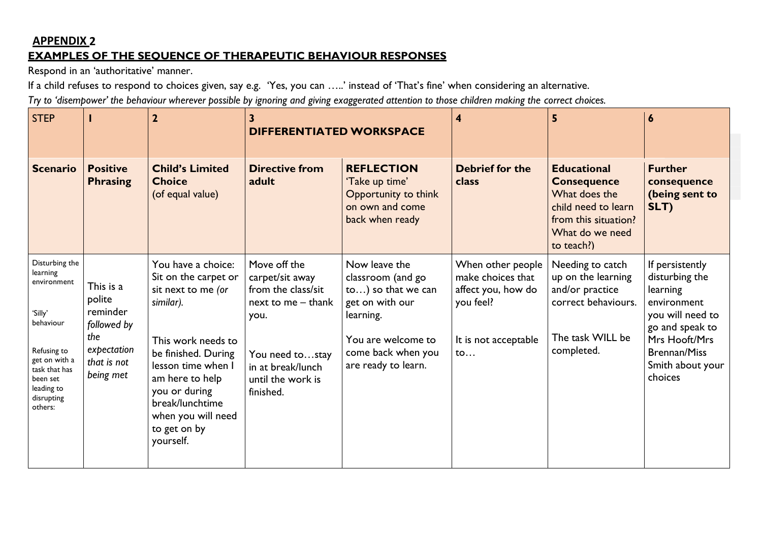## APPENDIX 2

## EXAMPLES OF THE SEQUENCE OF THERAPEUTIC BEHAVIOUR RESPONSES

Respond in an 'authoritative' manner.

If a child refuses to respond to choices given, say e.g. 'Yes, you can …..' instead of 'That's fine' when considering an alternative.

*Try to 'disempower' the behaviour wherever possible by ignoring and giving exaggerated attention to those children making the correct choices.*

| STEP | 1 | 2 | 3 DIFFERENTIATED WORKSPACE | | 4 | 5 | 6 |
|---|---|---|---|---|---|---|---|
| **Scenario** | **Positive Phrasing** | **Child's Limited Choice** (of equal value) | **Directive from adult** | **REFLECTION** 'Take up time' Opportunity to think on own and come back when ready | **Debrief for the class** | **Educational Consequence** What does the child need to learn from this situation? What do we need to teach?) | **Further consequence (being sent to SLT)** |
| Disturbing the learning environment<br><br>'Silly' behaviour<br><br>Refusing to get on with a task that has been set leading to disrupting others: | This is a polite reminder *followed by the expectation that is not being met* | You have a choice: Sit on the carpet or sit next to me *(or similar).*<br><br>This work needs to be finished. During lesson time when I am here to help you or during break/lunchtime when you will need to get on by yourself. | Move off the carpet/sit away from the class/sit next to me – thank you.<br><br>You need to…stay in at break/lunch until the work is finished. | Now leave the classroom (and go to…) so that we can get on with our learning.<br><br>You are welcome to come back when you are ready to learn. | When other people make choices that affect you, how do you feel?<br><br>It is not acceptable to… | Needing to catch up on the learning and/or practice correct behaviours.<br><br>The task WILL be completed. | If persistently disturbing the learning environment you will need to go and speak to Mrs Hooft/Mrs Brennan/Miss Smith about your choices |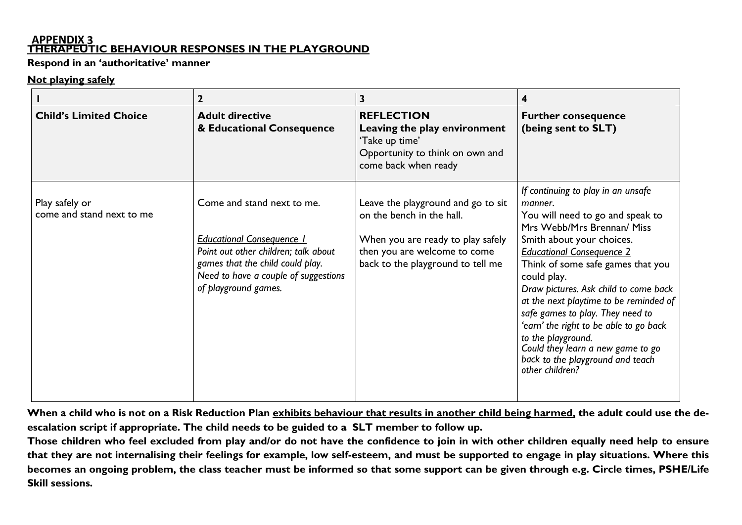**APPENDIX 3**

## THERAPEUTIC BEHAVIOUR RESPONSES IN THE PLAYGROUND

**Respond in an 'authoritative' manner**

**Not playing safely**

| 1 | 2 | 3 | 4 |
|---|---|---|---|
| **Child's Limited Choice** | **Adult directive & Educational Consequence** | **REFLECTION Leaving the play environment** 'Take up time' Opportunity to think on own and come back when ready | **Further consequence (being sent to SLT)** |
| Play safely or come and stand next to me | Come and stand next to me.<br><br>Educational Consequence 1<br>*Point out other children; talk about games that the child could play. Need to have a couple of suggestions of playground games.* | Leave the playground and go to sit on the bench in the hall.<br><br>When you are ready to play safely then you are welcome to come back to the playground to tell me | *If continuing to play in an unsafe manner.*<br>You will need to go and speak to Mrs Webb/Mrs Brennan/ Miss Smith about your choices.<br>Educational Consequence 2<br>Think of some safe games that you could play.<br>*Draw pictures. Ask child to come back at the next playtime to be reminded of safe games to play. They need to 'earn' the right to be able to go back to the playground.*<br>*Could they learn a new game to go back to the playground and teach other children?* |

**When a child who is not on a Risk Reduction Plan exhibits behaviour that results in another child being harmed, the adult could use the de-escalation script if appropriate. The child needs to be guided to a SLT member to follow up.**

**Those children who feel excluded from play and/or do not have the confidence to join in with other children equally need help to ensure that they are not internalising their feelings for example, low self-esteem, and must be supported to engage in play situations. Where this becomes an ongoing problem, the class teacher must be informed so that some support can be given through e.g. Circle times, PSHE/Life Skill sessions.**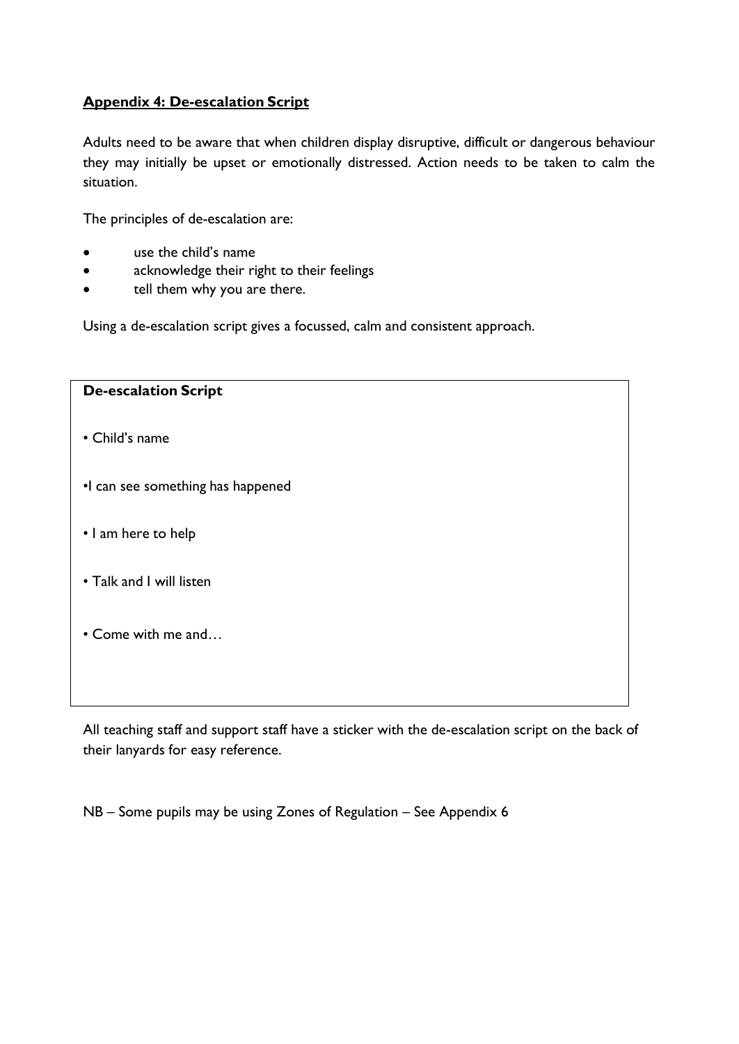## **Appendix 4: De-escalation Script**

Adults need to be aware that when children display disruptive, difficult or dangerous behaviour they may initially be upset or emotionally distressed. Action needs to be taken to calm the situation.

The principles of de-escalation are:

- use the child's name
- acknowledge their right to their feelings
- tell them why you are there.

Using a de-escalation script gives a focussed, calm and consistent approach.

| **De-escalation Script** |
|---|
| • Child's name |
| •I can see something has happened |
| • I am here to help |
| • Talk and I will listen |
| • Come with me and… |

All teaching staff and support staff have a sticker with the de-escalation script on the back of their lanyards for easy reference.

NB – Some pupils may be using Zones of Regulation – See Appendix 6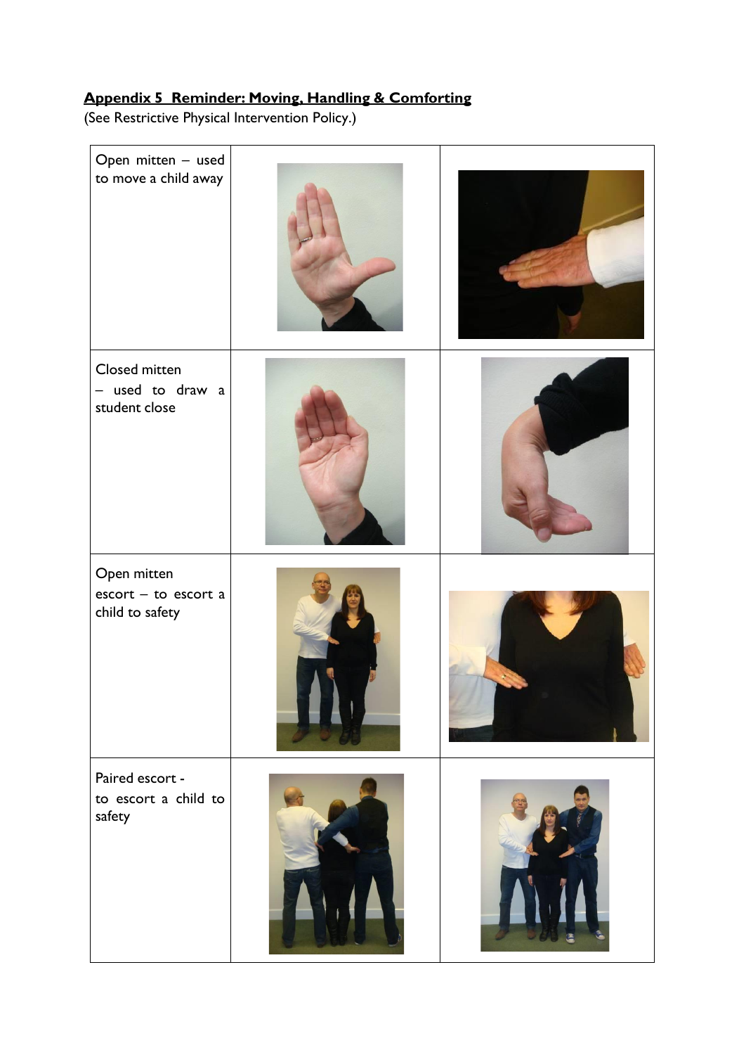**Appendix 5 Reminder: Moving, Handling & Comforting**

(See Restrictive Physical Intervention Policy.)

| | | |
|---|---|---|
| Open mitten – used to move a child away | | |
| Closed mitten – used to draw a student close | | |
| Open mitten escort – to escort a child to safety | | |
| Paired escort - to escort a child to safety | | |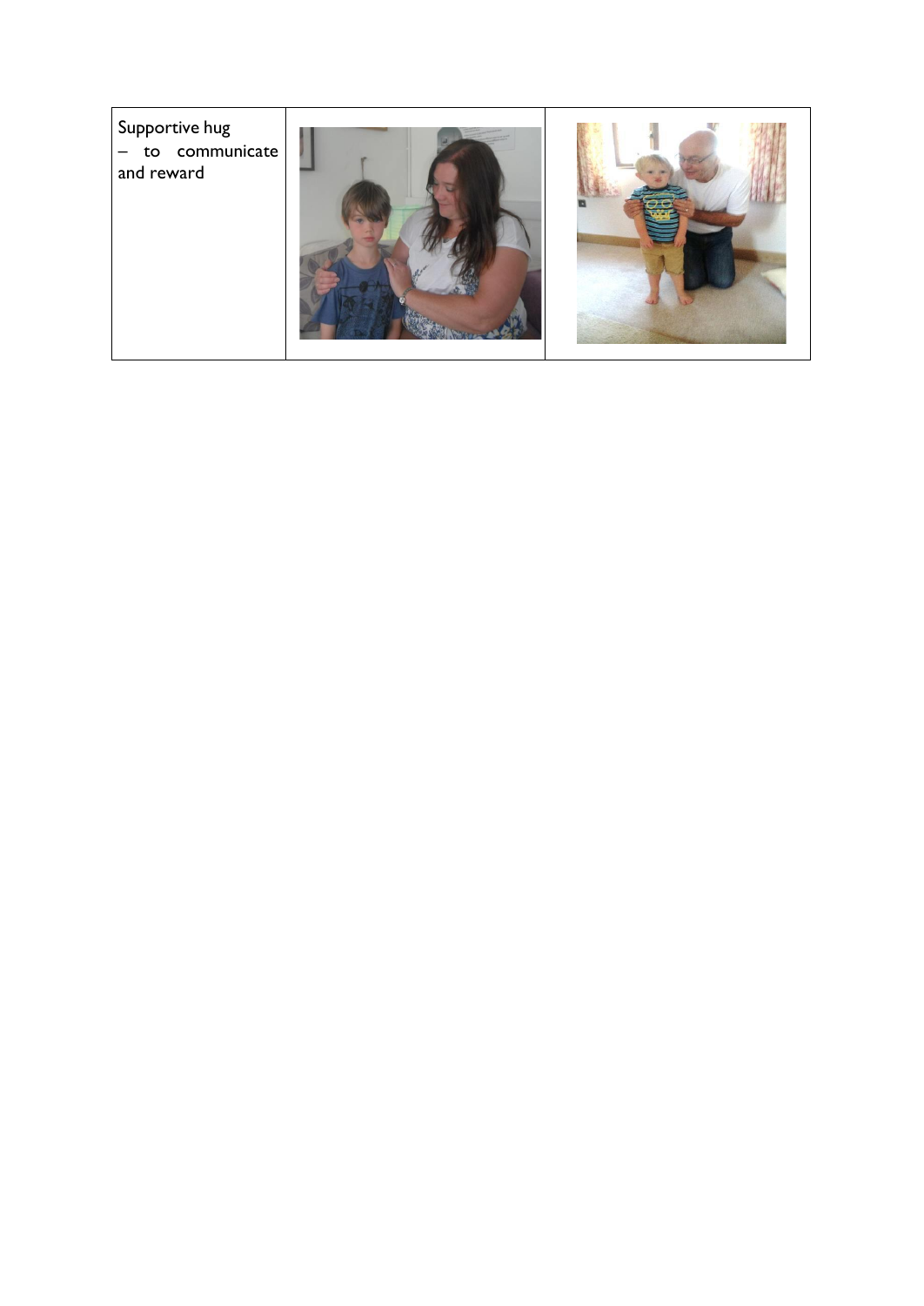| Supportive hug – to communicate and reward | | |
|---|---|---|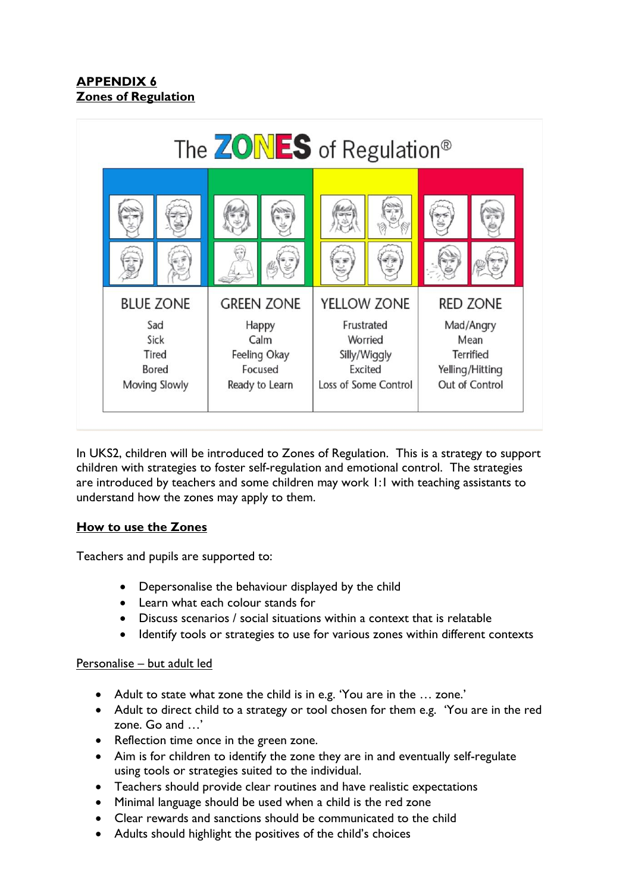**APPENDIX 6**
**Zones of Regulation**

The ZONES of Regulation®

| BLUE ZONE | GREEN ZONE | YELLOW ZONE | RED ZONE |
|---|---|---|---|
| Sad | Happy | Frustrated | Mad/Angry |
| Sick | Calm | Worried | Mean |
| Tired | Feeling Okay | Silly/Wiggly | Terrified |
| Bored | Focused | Excited | Yelling/Hitting |
| Moving Slowly | Ready to Learn | Loss of Some Control | Out of Control |

In UKS2, children will be introduced to Zones of Regulation. This is a strategy to support children with strategies to foster self-regulation and emotional control. The strategies are introduced by teachers and some children may work 1:1 with teaching assistants to understand how the zones may apply to them.

**How to use the Zones**

Teachers and pupils are supported to:

- Depersonalise the behaviour displayed by the child
- Learn what each colour stands for
- Discuss scenarios / social situations within a context that is relatable
- Identify tools or strategies to use for various zones within different contexts

Personalise – but adult led

- Adult to state what zone the child is in e.g. 'You are in the … zone.'
- Adult to direct child to a strategy or tool chosen for them e.g. 'You are in the red zone. Go and …'
- Reflection time once in the green zone.
- Aim is for children to identify the zone they are in and eventually self-regulate using tools or strategies suited to the individual.
- Teachers should provide clear routines and have realistic expectations
- Minimal language should be used when a child is the red zone
- Clear rewards and sanctions should be communicated to the child
- Adults should highlight the positives of the child's choices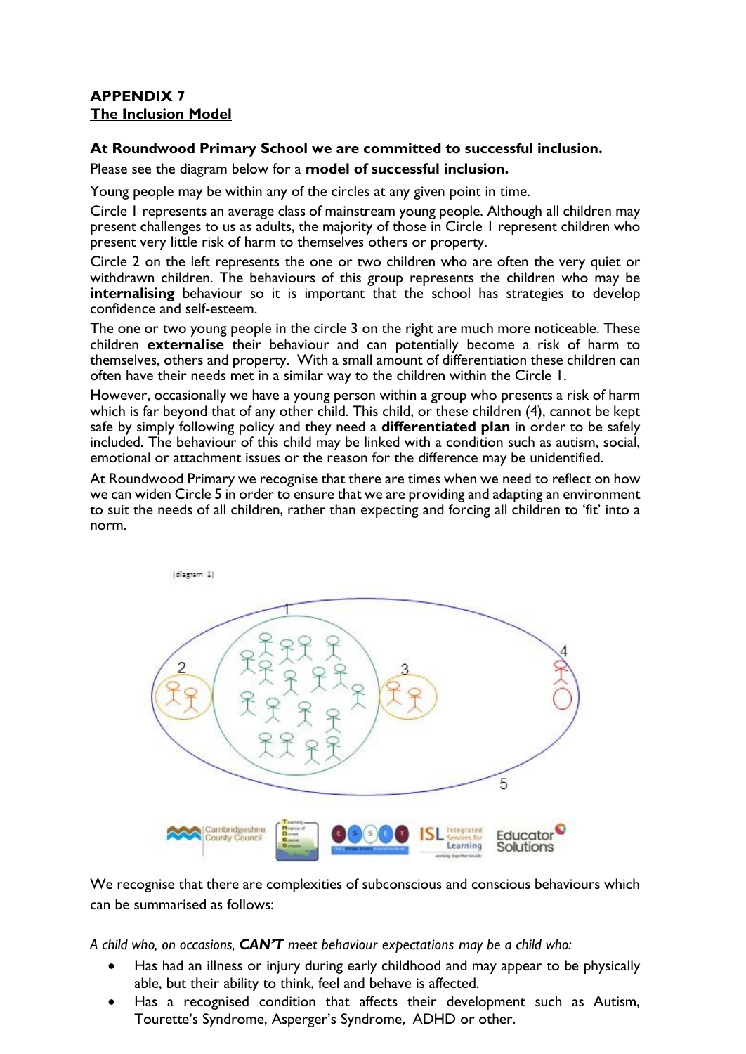**APPENDIX 7**
**The Inclusion Model**

**At Roundwood Primary School we are committed to successful inclusion.**

Please see the diagram below for a **model of successful inclusion.**

Young people may be within any of the circles at any given point in time.

Circle 1 represents an average class of mainstream young people. Although all children may present challenges to us as adults, the majority of those in Circle 1 represent children who present very little risk of harm to themselves others or property.

Circle 2 on the left represents the one or two children who are often the very quiet or withdrawn children. The behaviours of this group represents the children who may be **internalising** behaviour so it is important that the school has strategies to develop confidence and self-esteem.

The one or two young people in the circle 3 on the right are much more noticeable. These children **externalise** their behaviour and can potentially become a risk of harm to themselves, others and property. With a small amount of differentiation these children can often have their needs met in a similar way to the children within the Circle 1.

However, occasionally we have a young person within a group who presents a risk of harm which is far beyond that of any other child. This child, or these children (4), cannot be kept safe by simply following policy and they need a **differentiated plan** in order to be safely included. The behaviour of this child may be linked with a condition such as autism, social, emotional or attachment issues or the reason for the difference may be unidentified.

At Roundwood Primary we recognise that there are times when we need to reflect on how we can widen Circle 5 in order to ensure that we are providing and adapting an environment to suit the needs of all children, rather than expecting and forcing all children to 'fit' into a norm.

(diagram 1)

We recognise that there are complexities of subconscious and conscious behaviours which can be summarised as follows:

*A child who, on occasions, **CAN'T** meet behaviour expectations may be a child who:*

- Has had an illness or injury during early childhood and may appear to be physically able, but their ability to think, feel and behave is affected.
- Has a recognised condition that affects their development such as Autism, Tourette's Syndrome, Asperger's Syndrome, ADHD or other.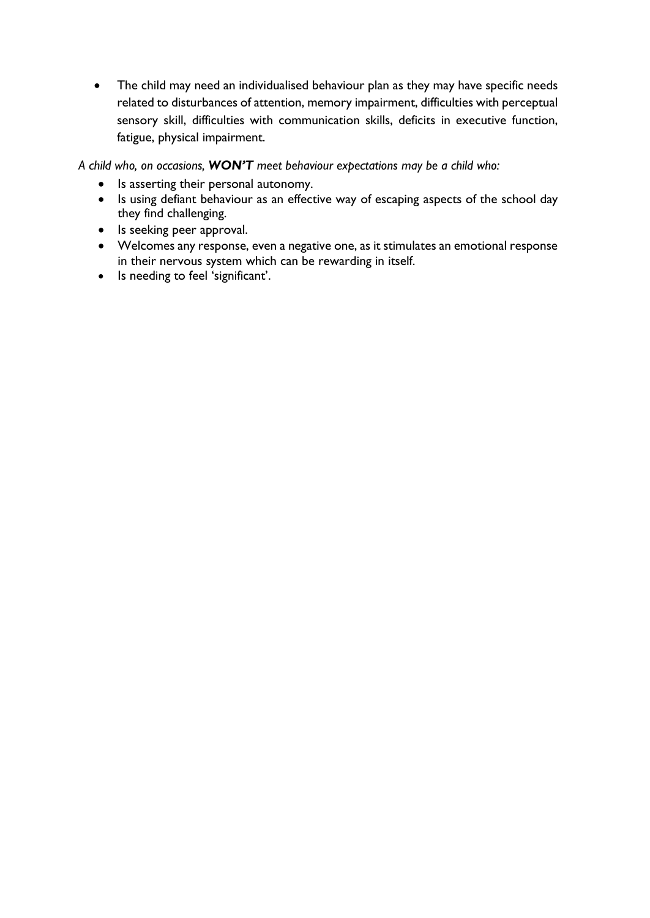- The child may need an individualised behaviour plan as they may have specific needs related to disturbances of attention, memory impairment, difficulties with perceptual sensory skill, difficulties with communication skills, deficits in executive function, fatigue, physical impairment.

*A child who, on occasions, **WON'T** meet behaviour expectations may be a child who:*

- Is asserting their personal autonomy.
- Is using defiant behaviour as an effective way of escaping aspects of the school day they find challenging.
- Is seeking peer approval.
- Welcomes any response, even a negative one, as it stimulates an emotional response in their nervous system which can be rewarding in itself.
- Is needing to feel 'significant'.